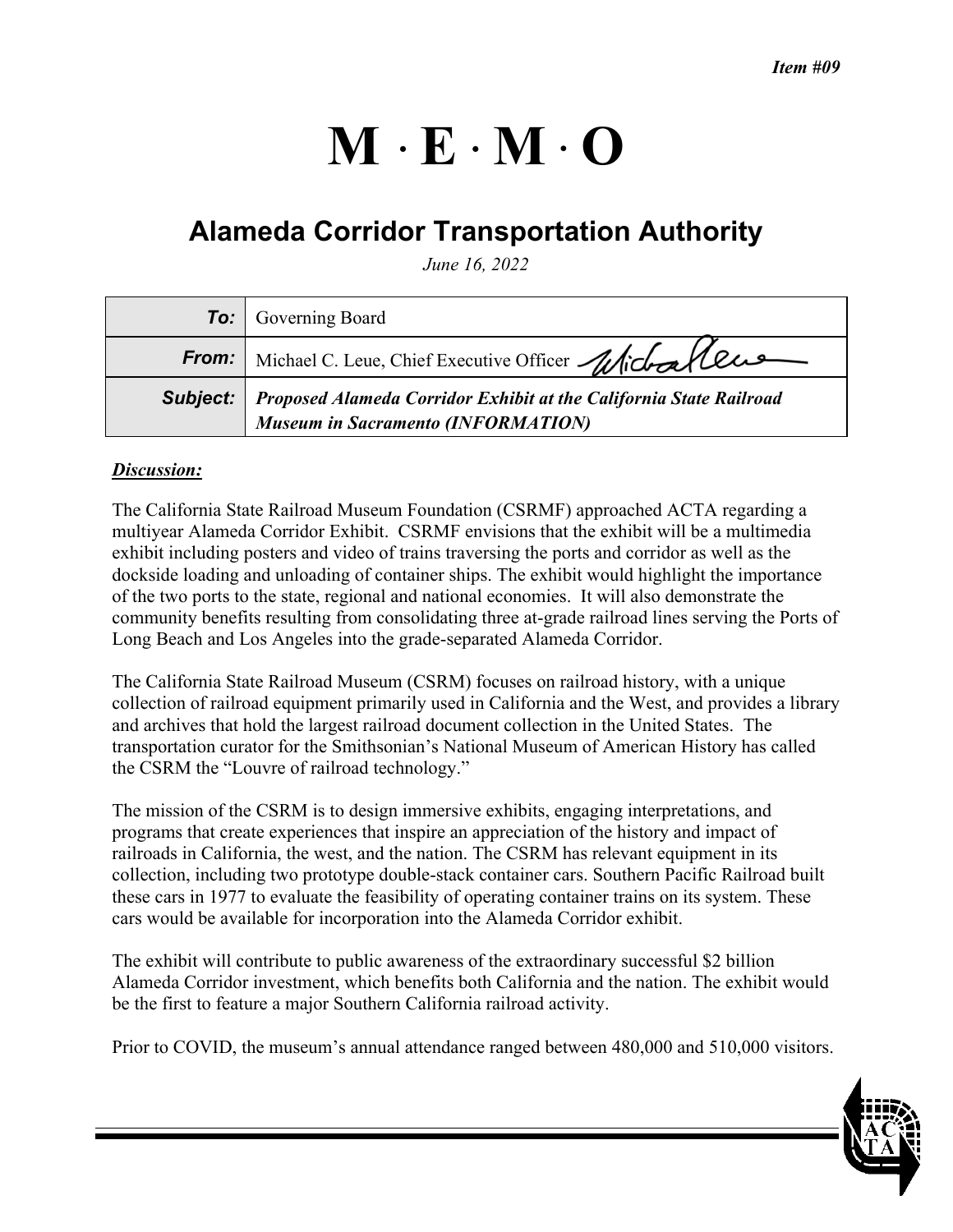*Item #09*

# M · E · M · O

## Alameda Corridor Transportation Authority

*June 16, 2022*

| | |
|---|---|
| **To:** | Governing Board |
| **From:** | Michael C. Leue, Chief Executive Officer |
| **Subject:** | ***Proposed Alameda Corridor Exhibit at the California State Railroad Museum in Sacramento (INFORMATION)*** |

***Discussion:***

The California State Railroad Museum Foundation (CSRMF) approached ACTA regarding a multiyear Alameda Corridor Exhibit. CSRMF envisions that the exhibit will be a multimedia exhibit including posters and video of trains traversing the ports and corridor as well as the dockside loading and unloading of container ships. The exhibit would highlight the importance of the two ports to the state, regional and national economies. It will also demonstrate the community benefits resulting from consolidating three at-grade railroad lines serving the Ports of Long Beach and Los Angeles into the grade-separated Alameda Corridor.

The California State Railroad Museum (CSRM) focuses on railroad history, with a unique collection of railroad equipment primarily used in California and the West, and provides a library and archives that hold the largest railroad document collection in the United States. The transportation curator for the Smithsonian's National Museum of American History has called the CSRM the "Louvre of railroad technology."

The mission of the CSRM is to design immersive exhibits, engaging interpretations, and programs that create experiences that inspire an appreciation of the history and impact of railroads in California, the west, and the nation. The CSRM has relevant equipment in its collection, including two prototype double-stack container cars. Southern Pacific Railroad built these cars in 1977 to evaluate the feasibility of operating container trains on its system. These cars would be available for incorporation into the Alameda Corridor exhibit.

The exhibit will contribute to public awareness of the extraordinary successful $2 billion Alameda Corridor investment, which benefits both California and the nation. The exhibit would be the first to feature a major Southern California railroad activity.

Prior to COVID, the museum's annual attendance ranged between 480,000 and 510,000 visitors.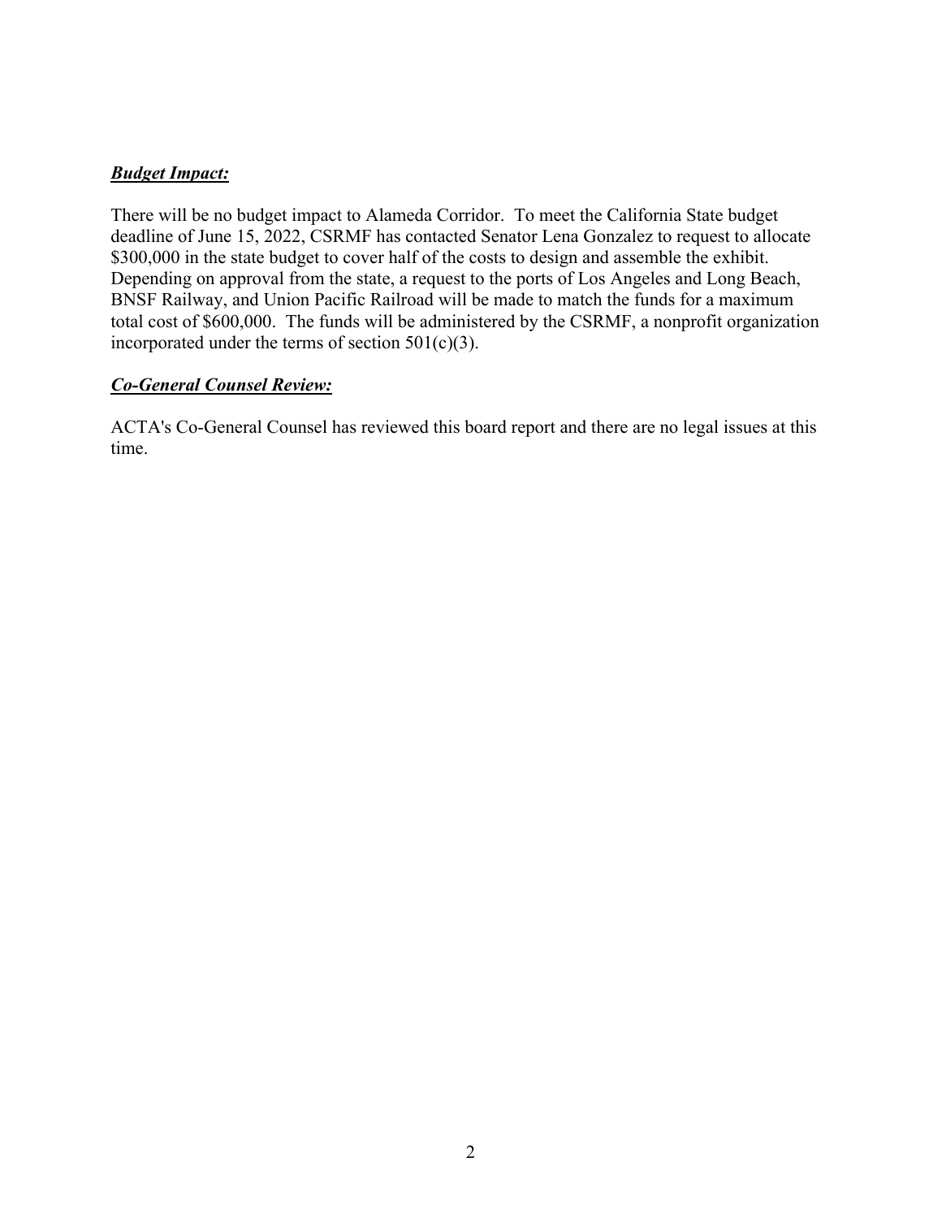***Budget Impact:***

There will be no budget impact to Alameda Corridor. To meet the California State budget deadline of June 15, 2022, CSRMF has contacted Senator Lena Gonzalez to request to allocate $300,000 in the state budget to cover half of the costs to design and assemble the exhibit. Depending on approval from the state, a request to the ports of Los Angeles and Long Beach, BNSF Railway, and Union Pacific Railroad will be made to match the funds for a maximum total cost of $600,000. The funds will be administered by the CSRMF, a nonprofit organization incorporated under the terms of section 501(c)(3).

***Co-General Counsel Review:***

ACTA's Co-General Counsel has reviewed this board report and there are no legal issues at this time.